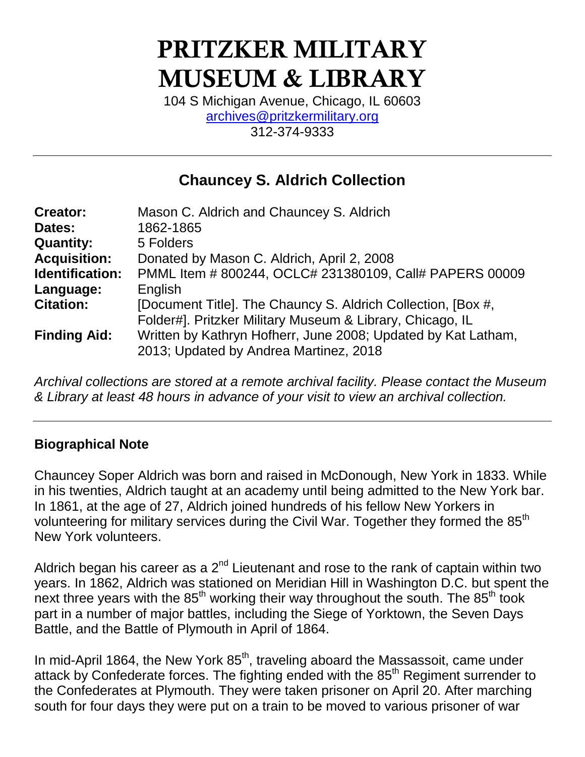# PRITZKER MILITARY MUSEUM & LIBRARY

104 S Michigan Avenue, Chicago, IL 60603
archives@pritzkermilitary.org
312-374-9333

---

## Chauncey S. Aldrich Collection

| | |
|---|---|
| **Creator:** | Mason C. Aldrich and Chauncey S. Aldrich |
| **Dates:** | 1862-1865 |
| **Quantity:** | 5 Folders |
| **Acquisition:** | Donated by Mason C. Aldrich, April 2, 2008 |
| **Identification:** | PMML Item # 800244, OCLC# 231380109, Call# PAPERS 00009 |
| **Language:** | English |
| **Citation:** | [Document Title]. The Chauncy S. Aldrich Collection, [Box #, Folder#]. Pritzker Military Museum & Library, Chicago, IL |
| **Finding Aid:** | Written by Kathryn Hofherr, June 2008; Updated by Kat Latham, 2013; Updated by Andrea Martinez, 2018 |

*Archival collections are stored at a remote archival facility. Please contact the Museum & Library at least 48 hours in advance of your visit to view an archival collection.*

---

### Biographical Note

Chauncey Soper Aldrich was born and raised in McDonough, New York in 1833. While in his twenties, Aldrich taught at an academy until being admitted to the New York bar. In 1861, at the age of 27, Aldrich joined hundreds of his fellow New Yorkers in volunteering for military services during the Civil War. Together they formed the 85th New York volunteers.

Aldrich began his career as a 2nd Lieutenant and rose to the rank of captain within two years. In 1862, Aldrich was stationed on Meridian Hill in Washington D.C. but spent the next three years with the 85th working their way throughout the south. The 85th took part in a number of major battles, including the Siege of Yorktown, the Seven Days Battle, and the Battle of Plymouth in April of 1864.

In mid-April 1864, the New York 85th, traveling aboard the Massassoit, came under attack by Confederate forces. The fighting ended with the 85th Regiment surrender to the Confederates at Plymouth. They were taken prisoner on April 20. After marching south for four days they were put on a train to be moved to various prisoner of war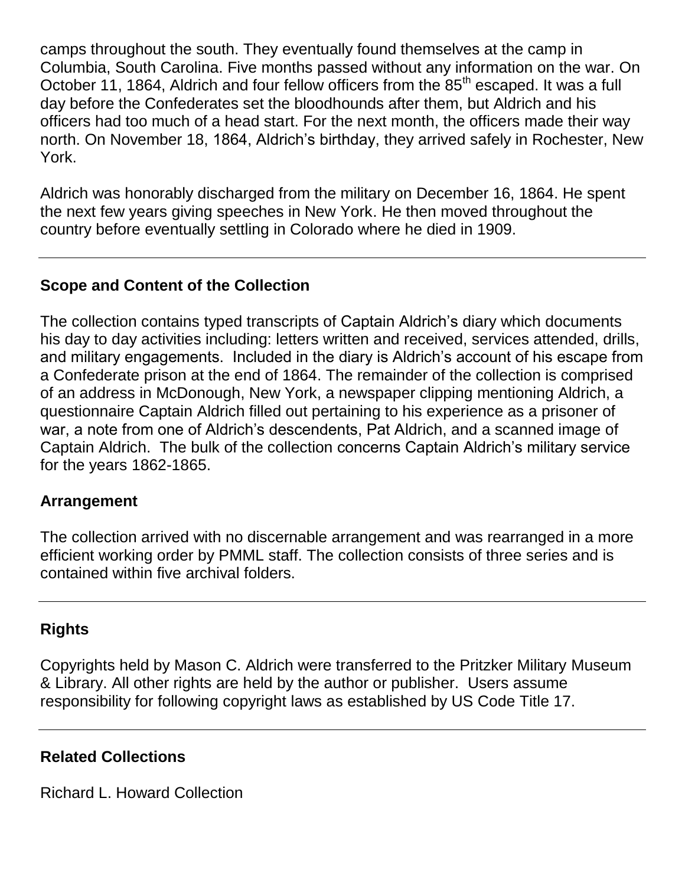camps throughout the south. They eventually found themselves at the camp in Columbia, South Carolina. Five months passed without any information on the war. On October 11, 1864, Aldrich and four fellow officers from the 85th escaped. It was a full day before the Confederates set the bloodhounds after them, but Aldrich and his officers had too much of a head start. For the next month, the officers made their way north. On November 18, 1864, Aldrich's birthday, they arrived safely in Rochester, New York.

Aldrich was honorably discharged from the military on December 16, 1864. He spent the next few years giving speeches in New York. He then moved throughout the country before eventually settling in Colorado where he died in 1909.

---

## Scope and Content of the Collection

The collection contains typed transcripts of Captain Aldrich's diary which documents his day to day activities including: letters written and received, services attended, drills, and military engagements. Included in the diary is Aldrich's account of his escape from a Confederate prison at the end of 1864. The remainder of the collection is comprised of an address in McDonough, New York, a newspaper clipping mentioning Aldrich, a questionnaire Captain Aldrich filled out pertaining to his experience as a prisoner of war, a note from one of Aldrich's descendents, Pat Aldrich, and a scanned image of Captain Aldrich. The bulk of the collection concerns Captain Aldrich's military service for the years 1862-1865.

## Arrangement

The collection arrived with no discernable arrangement and was rearranged in a more efficient working order by PMML staff. The collection consists of three series and is contained within five archival folders.

---

## Rights

Copyrights held by Mason C. Aldrich were transferred to the Pritzker Military Museum & Library. All other rights are held by the author or publisher. Users assume responsibility for following copyright laws as established by US Code Title 17.

---

## Related Collections

Richard L. Howard Collection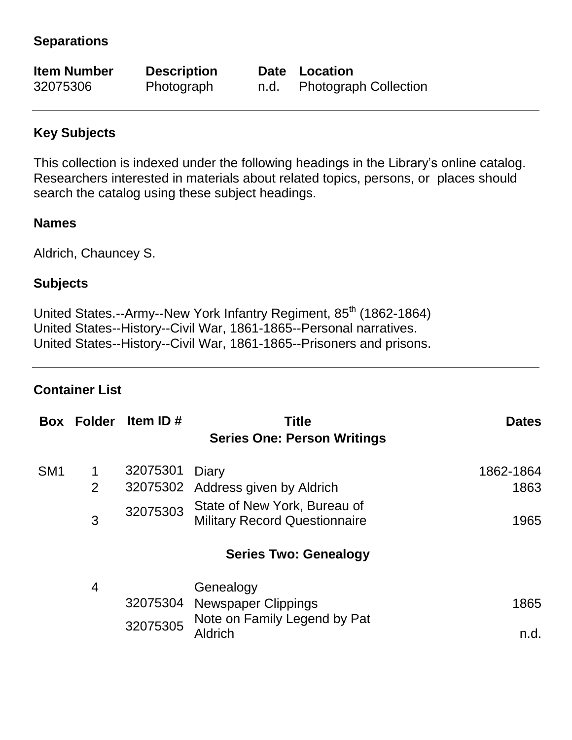## Separations

| Item Number | Description | Date | Location |
|---|---|---|---|
| 32075306 | Photograph | n.d. | Photograph Collection |

---

## Key Subjects

This collection is indexed under the following headings in the Library's online catalog. Researchers interested in materials about related topics, persons, or places should search the catalog using these subject headings.

### Names

Aldrich, Chauncey S.

### Subjects

United States.--Army--New York Infantry Regiment, 85th (1862-1864)
United States--History--Civil War, 1861-1865--Personal narratives.
United States--History--Civil War, 1861-1865--Prisoners and prisons.

---

## Container List

| Box | Folder | Item ID # | Title | Dates |
|---|---|---|---|---|
| | | | **Series One: Person Writings** | |
| SM1 | 1 | 32075301 | Diary | 1862-1864 |
| | 2 | 32075302 | Address given by Aldrich | 1863 |
| | 3 | 32075303 | State of New York, Bureau of Military Record Questionnaire | 1965 |
| | | | **Series Two: Genealogy** | |
| | 4 | | Genealogy | |
| | | 32075304 | Newspaper Clippings | 1865 |
| | | 32075305 | Note on Family Legend by Pat Aldrich | n.d. |